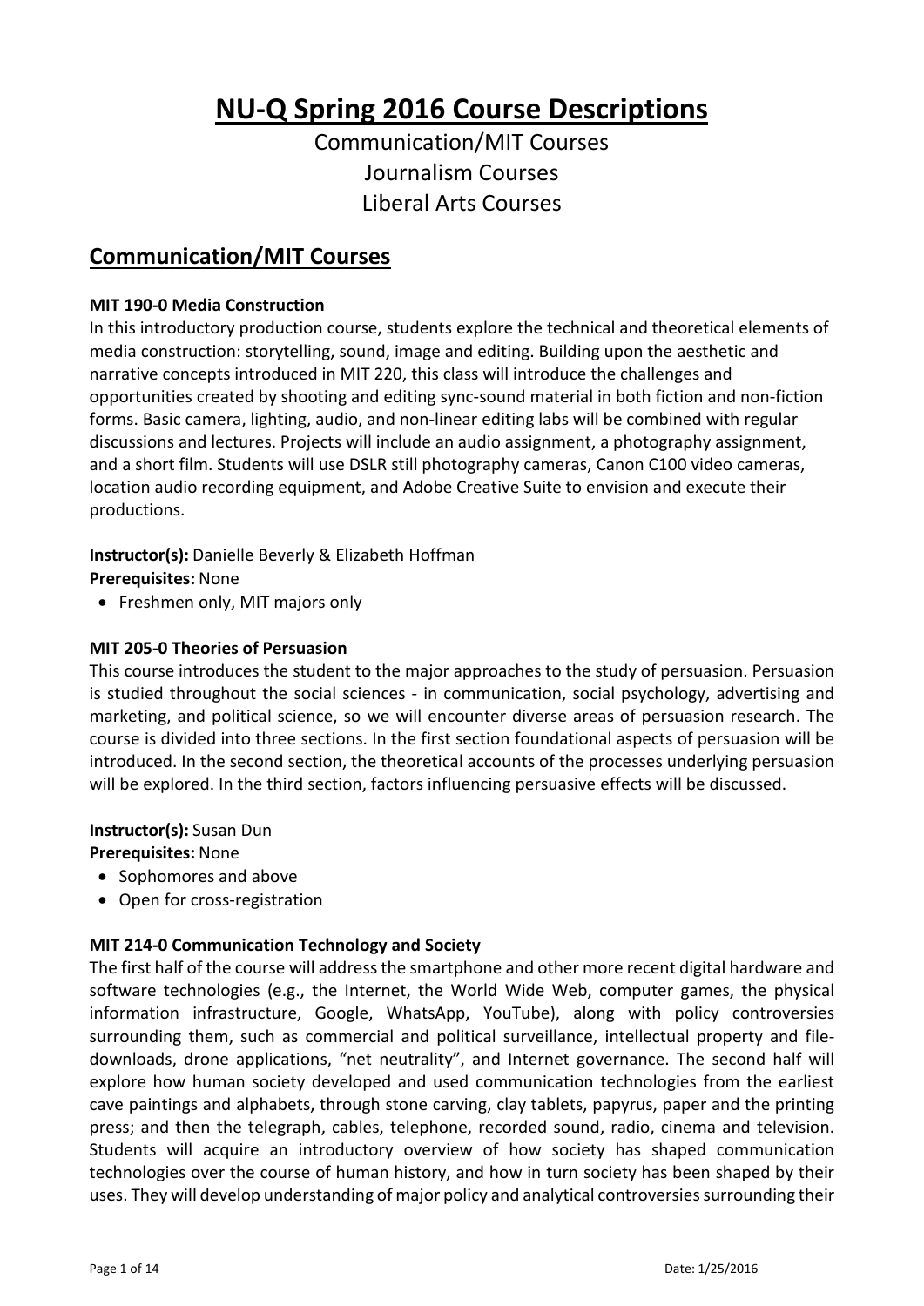# NU-Q Spring 2016 Course Descriptions

Communication/MIT Courses
Journalism Courses
Liberal Arts Courses

## Communication/MIT Courses

**MIT 190-0 Media Construction**

In this introductory production course, students explore the technical and theoretical elements of media construction: storytelling, sound, image and editing. Building upon the aesthetic and narrative concepts introduced in MIT 220, this class will introduce the challenges and opportunities created by shooting and editing sync-sound material in both fiction and non-fiction forms. Basic camera, lighting, audio, and non-linear editing labs will be combined with regular discussions and lectures. Projects will include an audio assignment, a photography assignment, and a short film. Students will use DSLR still photography cameras, Canon C100 video cameras, location audio recording equipment, and Adobe Creative Suite to envision and execute their productions.

**Instructor(s):** Danielle Beverly & Elizabeth Hoffman
**Prerequisites:** None

- Freshmen only, MIT majors only

**MIT 205-0 Theories of Persuasion**

This course introduces the student to the major approaches to the study of persuasion. Persuasion is studied throughout the social sciences - in communication, social psychology, advertising and marketing, and political science, so we will encounter diverse areas of persuasion research. The course is divided into three sections. In the first section foundational aspects of persuasion will be introduced. In the second section, the theoretical accounts of the processes underlying persuasion will be explored. In the third section, factors influencing persuasive effects will be discussed.

**Instructor(s):** Susan Dun
**Prerequisites:** None

- Sophomores and above
- Open for cross-registration

**MIT 214-0 Communication Technology and Society**

The first half of the course will address the smartphone and other more recent digital hardware and software technologies (e.g., the Internet, the World Wide Web, computer games, the physical information infrastructure, Google, WhatsApp, YouTube), along with policy controversies surrounding them, such as commercial and political surveillance, intellectual property and file-downloads, drone applications, "net neutrality", and Internet governance. The second half will explore how human society developed and used communication technologies from the earliest cave paintings and alphabets, through stone carving, clay tablets, papyrus, paper and the printing press; and then the telegraph, cables, telephone, recorded sound, radio, cinema and television. Students will acquire an introductory overview of how society has shaped communication technologies over the course of human history, and how in turn society has been shaped by their uses. They will develop understanding of major policy and analytical controversies surrounding their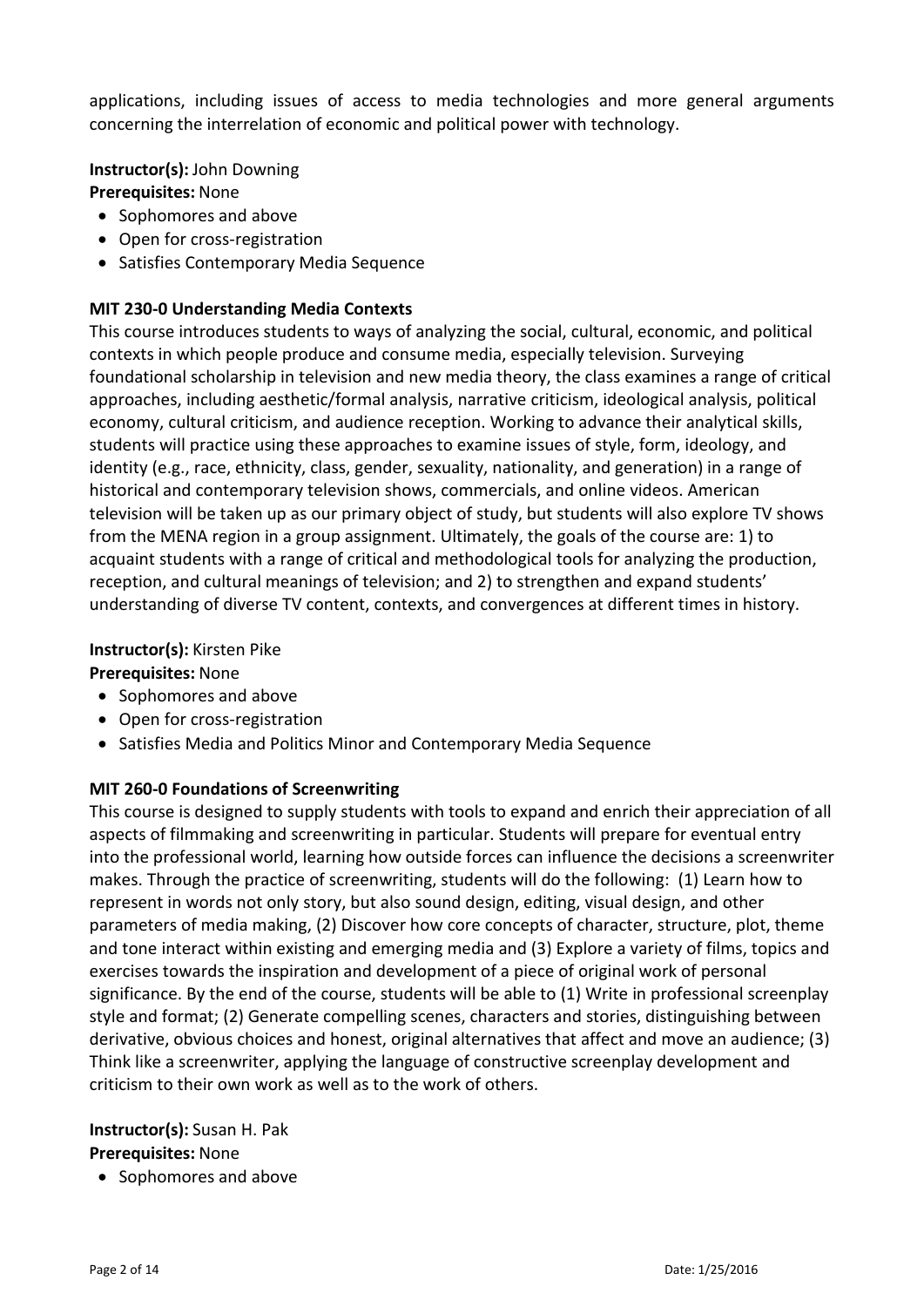applications, including issues of access to media technologies and more general arguments concerning the interrelation of economic and political power with technology.

**Instructor(s):** John Downing
**Prerequisites:** None

- Sophomores and above
- Open for cross-registration
- Satisfies Contemporary Media Sequence

**MIT 230-0 Understanding Media Contexts**
This course introduces students to ways of analyzing the social, cultural, economic, and political contexts in which people produce and consume media, especially television. Surveying foundational scholarship in television and new media theory, the class examines a range of critical approaches, including aesthetic/formal analysis, narrative criticism, ideological analysis, political economy, cultural criticism, and audience reception. Working to advance their analytical skills, students will practice using these approaches to examine issues of style, form, ideology, and identity (e.g., race, ethnicity, class, gender, sexuality, nationality, and generation) in a range of historical and contemporary television shows, commercials, and online videos. American television will be taken up as our primary object of study, but students will also explore TV shows from the MENA region in a group assignment. Ultimately, the goals of the course are: 1) to acquaint students with a range of critical and methodological tools for analyzing the production, reception, and cultural meanings of television; and 2) to strengthen and expand students' understanding of diverse TV content, contexts, and convergences at different times in history.

**Instructor(s):** Kirsten Pike
**Prerequisites:** None

- Sophomores and above
- Open for cross-registration
- Satisfies Media and Politics Minor and Contemporary Media Sequence

**MIT 260-0 Foundations of Screenwriting**
This course is designed to supply students with tools to expand and enrich their appreciation of all aspects of filmmaking and screenwriting in particular. Students will prepare for eventual entry into the professional world, learning how outside forces can influence the decisions a screenwriter makes. Through the practice of screenwriting, students will do the following: (1) Learn how to represent in words not only story, but also sound design, editing, visual design, and other parameters of media making, (2) Discover how core concepts of character, structure, plot, theme and tone interact within existing and emerging media and (3) Explore a variety of films, topics and exercises towards the inspiration and development of a piece of original work of personal significance. By the end of the course, students will be able to (1) Write in professional screenplay style and format; (2) Generate compelling scenes, characters and stories, distinguishing between derivative, obvious choices and honest, original alternatives that affect and move an audience; (3) Think like a screenwriter, applying the language of constructive screenplay development and criticism to their own work as well as to the work of others.

**Instructor(s):** Susan H. Pak
**Prerequisites:** None

- Sophomores and above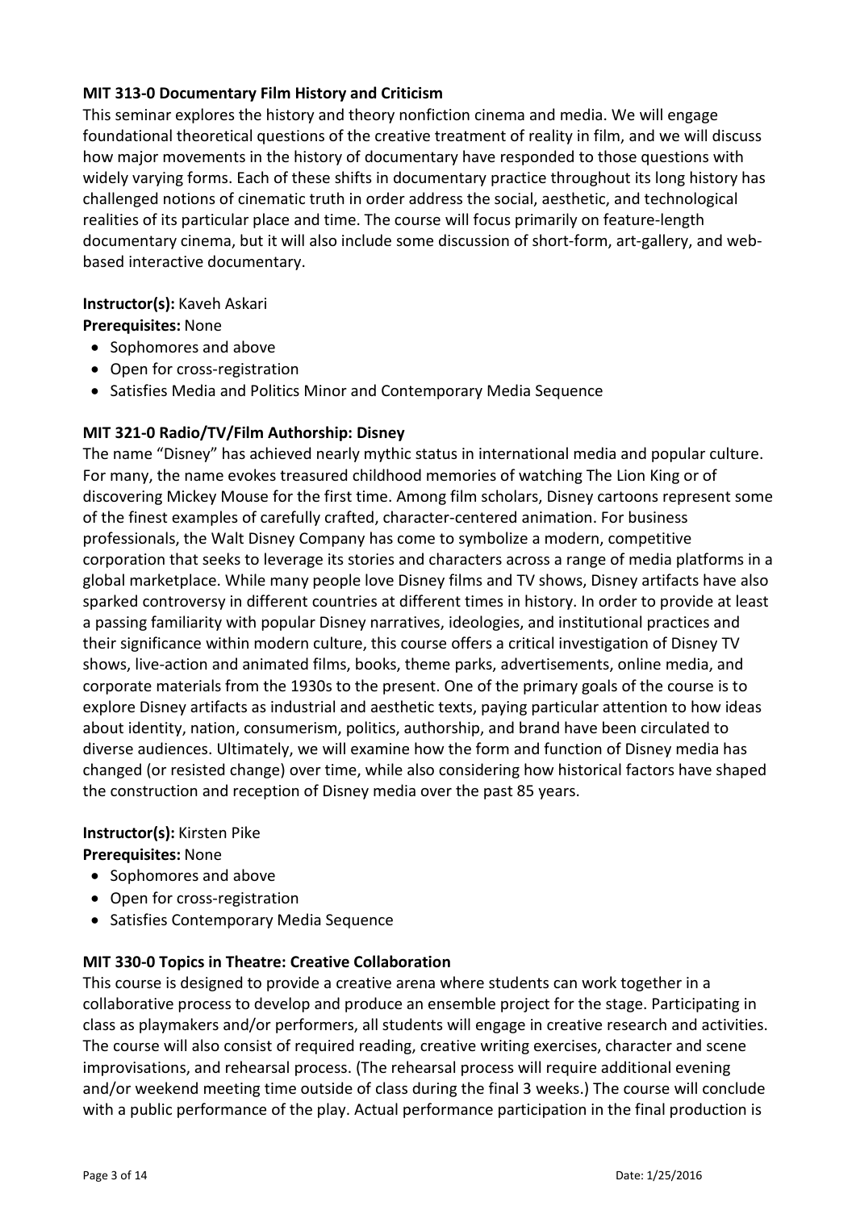**MIT 313-0 Documentary Film History and Criticism**

This seminar explores the history and theory nonfiction cinema and media. We will engage foundational theoretical questions of the creative treatment of reality in film, and we will discuss how major movements in the history of documentary have responded to those questions with widely varying forms. Each of these shifts in documentary practice throughout its long history has challenged notions of cinematic truth in order address the social, aesthetic, and technological realities of its particular place and time. The course will focus primarily on feature-length documentary cinema, but it will also include some discussion of short-form, art-gallery, and web-based interactive documentary.

**Instructor(s):** Kaveh Askari

**Prerequisites:** None

- Sophomores and above
- Open for cross-registration
- Satisfies Media and Politics Minor and Contemporary Media Sequence

**MIT 321-0 Radio/TV/Film Authorship: Disney**

The name "Disney" has achieved nearly mythic status in international media and popular culture. For many, the name evokes treasured childhood memories of watching The Lion King or of discovering Mickey Mouse for the first time. Among film scholars, Disney cartoons represent some of the finest examples of carefully crafted, character-centered animation. For business professionals, the Walt Disney Company has come to symbolize a modern, competitive corporation that seeks to leverage its stories and characters across a range of media platforms in a global marketplace. While many people love Disney films and TV shows, Disney artifacts have also sparked controversy in different countries at different times in history. In order to provide at least a passing familiarity with popular Disney narratives, ideologies, and institutional practices and their significance within modern culture, this course offers a critical investigation of Disney TV shows, live-action and animated films, books, theme parks, advertisements, online media, and corporate materials from the 1930s to the present. One of the primary goals of the course is to explore Disney artifacts as industrial and aesthetic texts, paying particular attention to how ideas about identity, nation, consumerism, politics, authorship, and brand have been circulated to diverse audiences. Ultimately, we will examine how the form and function of Disney media has changed (or resisted change) over time, while also considering how historical factors have shaped the construction and reception of Disney media over the past 85 years.

**Instructor(s):** Kirsten Pike

**Prerequisites:** None

- Sophomores and above
- Open for cross-registration
- Satisfies Contemporary Media Sequence

**MIT 330-0 Topics in Theatre: Creative Collaboration**

This course is designed to provide a creative arena where students can work together in a collaborative process to develop and produce an ensemble project for the stage. Participating in class as playmakers and/or performers, all students will engage in creative research and activities. The course will also consist of required reading, creative writing exercises, character and scene improvisations, and rehearsal process. (The rehearsal process will require additional evening and/or weekend meeting time outside of class during the final 3 weeks.) The course will conclude with a public performance of the play. Actual performance participation in the final production is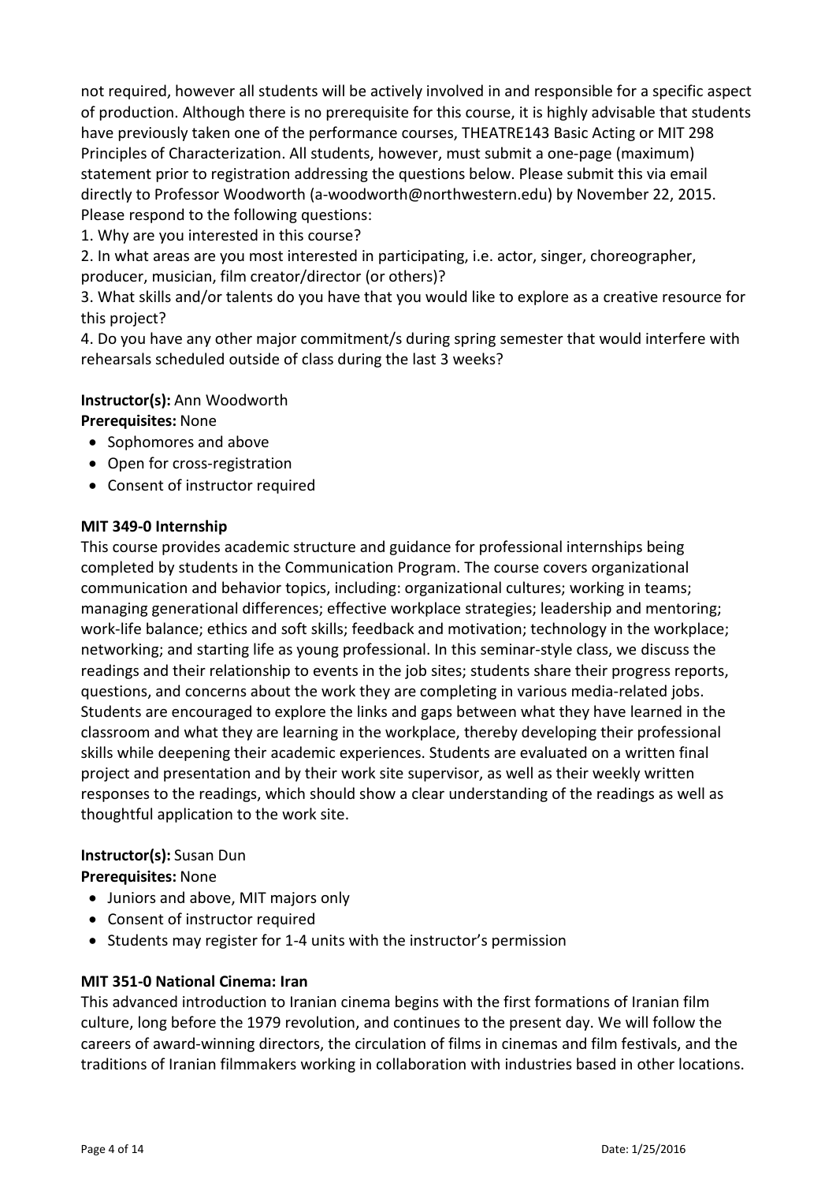not required, however all students will be actively involved in and responsible for a specific aspect of production. Although there is no prerequisite for this course, it is highly advisable that students have previously taken one of the performance courses, THEATRE143 Basic Acting or MIT 298 Principles of Characterization. All students, however, must submit a one-page (maximum) statement prior to registration addressing the questions below. Please submit this via email directly to Professor Woodworth (a-woodworth@northwestern.edu) by November 22, 2015. Please respond to the following questions:

1. Why are you interested in this course?
2. In what areas are you most interested in participating, i.e. actor, singer, choreographer, producer, musician, film creator/director (or others)?
3. What skills and/or talents do you have that you would like to explore as a creative resource for this project?
4. Do you have any other major commitment/s during spring semester that would interfere with rehearsals scheduled outside of class during the last 3 weeks?

**Instructor(s):** Ann Woodworth
**Prerequisites:** None

- Sophomores and above
- Open for cross-registration
- Consent of instructor required

**MIT 349-0 Internship**

This course provides academic structure and guidance for professional internships being completed by students in the Communication Program. The course covers organizational communication and behavior topics, including: organizational cultures; working in teams; managing generational differences; effective workplace strategies; leadership and mentoring; work-life balance; ethics and soft skills; feedback and motivation; technology in the workplace; networking; and starting life as young professional. In this seminar-style class, we discuss the readings and their relationship to events in the job sites; students share their progress reports, questions, and concerns about the work they are completing in various media-related jobs. Students are encouraged to explore the links and gaps between what they have learned in the classroom and what they are learning in the workplace, thereby developing their professional skills while deepening their academic experiences. Students are evaluated on a written final project and presentation and by their work site supervisor, as well as their weekly written responses to the readings, which should show a clear understanding of the readings as well as thoughtful application to the work site.

**Instructor(s):** Susan Dun
**Prerequisites:** None

- Juniors and above, MIT majors only
- Consent of instructor required
- Students may register for 1-4 units with the instructor's permission

**MIT 351-0 National Cinema: Iran**

This advanced introduction to Iranian cinema begins with the first formations of Iranian film culture, long before the 1979 revolution, and continues to the present day. We will follow the careers of award-winning directors, the circulation of films in cinemas and film festivals, and the traditions of Iranian filmmakers working in collaboration with industries based in other locations.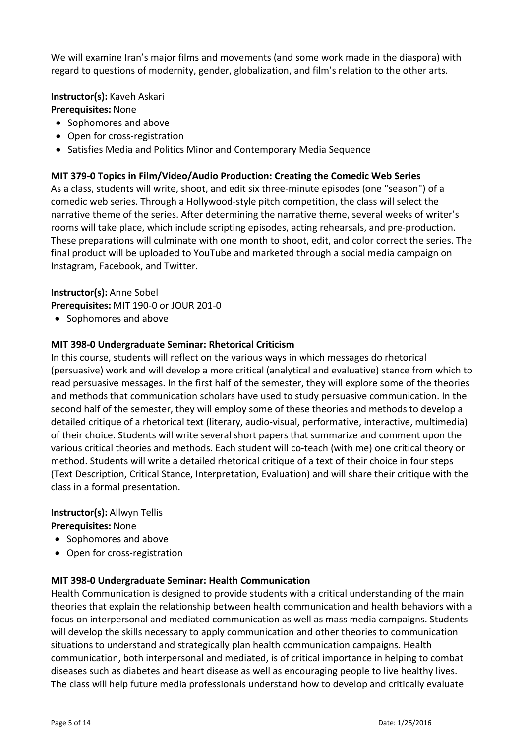We will examine Iran's major films and movements (and some work made in the diaspora) with regard to questions of modernity, gender, globalization, and film's relation to the other arts.

**Instructor(s):** Kaveh Askari
**Prerequisites:** None

- Sophomores and above
- Open for cross-registration
- Satisfies Media and Politics Minor and Contemporary Media Sequence

**MIT 379-0 Topics in Film/Video/Audio Production: Creating the Comedic Web Series**
As a class, students will write, shoot, and edit six three-minute episodes (one "season") of a comedic web series. Through a Hollywood-style pitch competition, the class will select the narrative theme of the series. After determining the narrative theme, several weeks of writer's rooms will take place, which include scripting episodes, acting rehearsals, and pre-production. These preparations will culminate with one month to shoot, edit, and color correct the series. The final product will be uploaded to YouTube and marketed through a social media campaign on Instagram, Facebook, and Twitter.

**Instructor(s):** Anne Sobel
**Prerequisites:** MIT 190-0 or JOUR 201-0

- Sophomores and above

**MIT 398-0 Undergraduate Seminar: Rhetorical Criticism**
In this course, students will reflect on the various ways in which messages do rhetorical (persuasive) work and will develop a more critical (analytical and evaluative) stance from which to read persuasive messages. In the first half of the semester, they will explore some of the theories and methods that communication scholars have used to study persuasive communication. In the second half of the semester, they will employ some of these theories and methods to develop a detailed critique of a rhetorical text (literary, audio-visual, performative, interactive, multimedia) of their choice. Students will write several short papers that summarize and comment upon the various critical theories and methods. Each student will co-teach (with me) one critical theory or method. Students will write a detailed rhetorical critique of a text of their choice in four steps (Text Description, Critical Stance, Interpretation, Evaluation) and will share their critique with the class in a formal presentation.

**Instructor(s):** Allwyn Tellis
**Prerequisites:** None

- Sophomores and above
- Open for cross-registration

**MIT 398-0 Undergraduate Seminar: Health Communication**
Health Communication is designed to provide students with a critical understanding of the main theories that explain the relationship between health communication and health behaviors with a focus on interpersonal and mediated communication as well as mass media campaigns. Students will develop the skills necessary to apply communication and other theories to communication situations to understand and strategically plan health communication campaigns. Health communication, both interpersonal and mediated, is of critical importance in helping to combat diseases such as diabetes and heart disease as well as encouraging people to live healthy lives. The class will help future media professionals understand how to develop and critically evaluate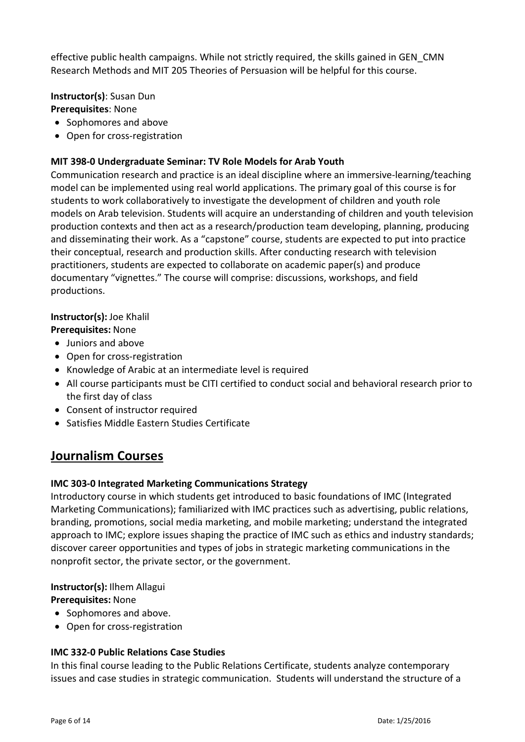effective public health campaigns. While not strictly required, the skills gained in GEN_CMN Research Methods and MIT 205 Theories of Persuasion will be helpful for this course.

**Instructor(s)**: Susan Dun

**Prerequisites**: None

- Sophomores and above
- Open for cross-registration

**MIT 398-0 Undergraduate Seminar: TV Role Models for Arab Youth**

Communication research and practice is an ideal discipline where an immersive-learning/teaching model can be implemented using real world applications. The primary goal of this course is for students to work collaboratively to investigate the development of children and youth role models on Arab television. Students will acquire an understanding of children and youth television production contexts and then act as a research/production team developing, planning, producing and disseminating their work. As a "capstone" course, students are expected to put into practice their conceptual, research and production skills. After conducting research with television practitioners, students are expected to collaborate on academic paper(s) and produce documentary "vignettes." The course will comprise: discussions, workshops, and field productions.

**Instructor(s):** Joe Khalil

**Prerequisites:** None

- Juniors and above
- Open for cross-registration
- Knowledge of Arabic at an intermediate level is required
- All course participants must be CITI certified to conduct social and behavioral research prior to the first day of class
- Consent of instructor required
- Satisfies Middle Eastern Studies Certificate

## Journalism Courses

**IMC 303-0 Integrated Marketing Communications Strategy**

Introductory course in which students get introduced to basic foundations of IMC (Integrated Marketing Communications); familiarized with IMC practices such as advertising, public relations, branding, promotions, social media marketing, and mobile marketing; understand the integrated approach to IMC; explore issues shaping the practice of IMC such as ethics and industry standards; discover career opportunities and types of jobs in strategic marketing communications in the nonprofit sector, the private sector, or the government.

**Instructor(s):** Ilhem Allagui

**Prerequisites:** None

- Sophomores and above.
- Open for cross-registration

**IMC 332-0 Public Relations Case Studies**

In this final course leading to the Public Relations Certificate, students analyze contemporary issues and case studies in strategic communication. Students will understand the structure of a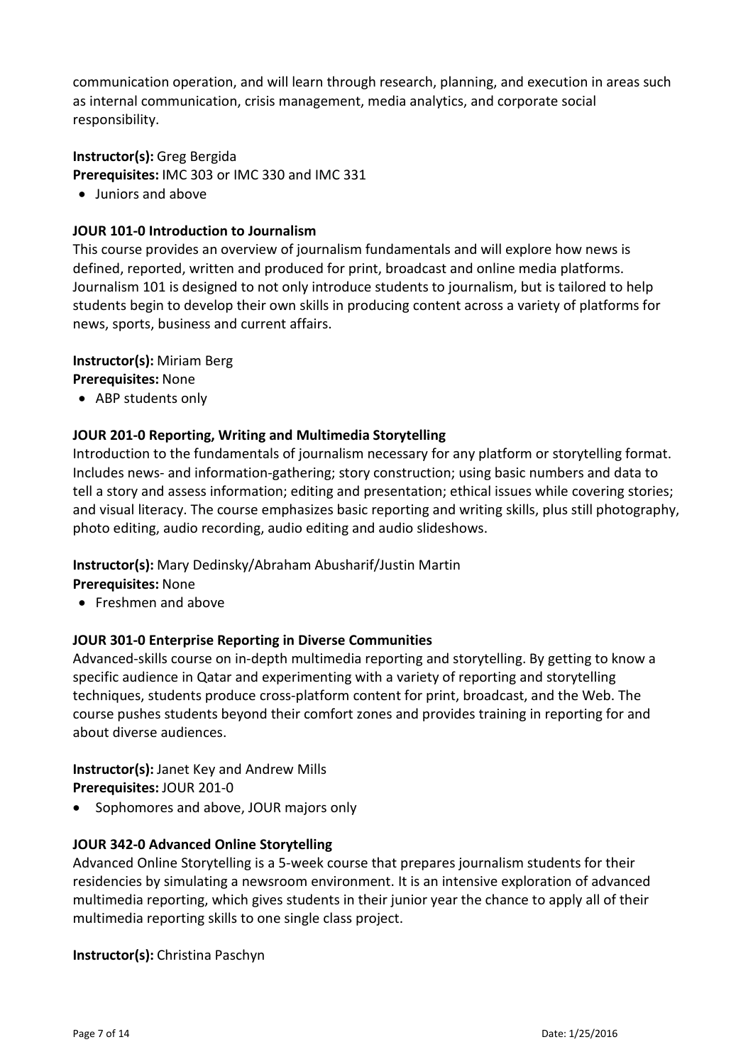communication operation, and will learn through research, planning, and execution in areas such as internal communication, crisis management, media analytics, and corporate social responsibility.

**Instructor(s):** Greg Bergida
**Prerequisites:** IMC 303 or IMC 330 and IMC 331

- Juniors and above

**JOUR 101-0 Introduction to Journalism**

This course provides an overview of journalism fundamentals and will explore how news is defined, reported, written and produced for print, broadcast and online media platforms. Journalism 101 is designed to not only introduce students to journalism, but is tailored to help students begin to develop their own skills in producing content across a variety of platforms for news, sports, business and current affairs.

**Instructor(s):** Miriam Berg
**Prerequisites:** None

- ABP students only

**JOUR 201-0 Reporting, Writing and Multimedia Storytelling**

Introduction to the fundamentals of journalism necessary for any platform or storytelling format. Includes news- and information-gathering; story construction; using basic numbers and data to tell a story and assess information; editing and presentation; ethical issues while covering stories; and visual literacy. The course emphasizes basic reporting and writing skills, plus still photography, photo editing, audio recording, audio editing and audio slideshows.

**Instructor(s):** Mary Dedinsky/Abraham Abusharif/Justin Martin
**Prerequisites:** None

- Freshmen and above

**JOUR 301-0 Enterprise Reporting in Diverse Communities**

Advanced-skills course on in-depth multimedia reporting and storytelling. By getting to know a specific audience in Qatar and experimenting with a variety of reporting and storytelling techniques, students produce cross-platform content for print, broadcast, and the Web. The course pushes students beyond their comfort zones and provides training in reporting for and about diverse audiences.

**Instructor(s):** Janet Key and Andrew Mills
**Prerequisites:** JOUR 201-0

- Sophomores and above, JOUR majors only

**JOUR 342-0 Advanced Online Storytelling**

Advanced Online Storytelling is a 5-week course that prepares journalism students for their residencies by simulating a newsroom environment. It is an intensive exploration of advanced multimedia reporting, which gives students in their junior year the chance to apply all of their multimedia reporting skills to one single class project.

**Instructor(s):** Christina Paschyn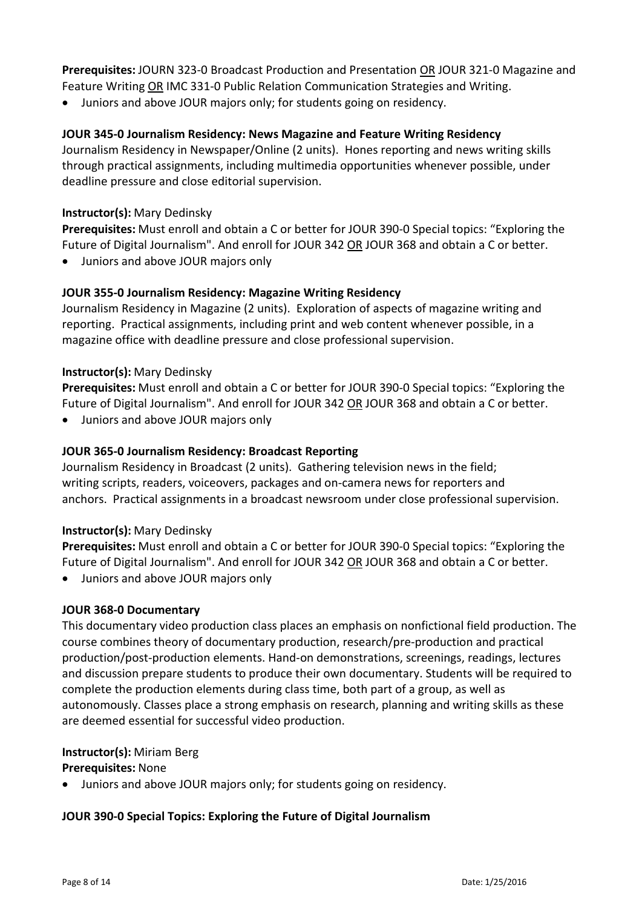**Prerequisites:** JOURN 323-0 Broadcast Production and Presentation OR JOUR 321-0 Magazine and Feature Writing OR IMC 331-0 Public Relation Communication Strategies and Writing.

- Juniors and above JOUR majors only; for students going on residency.

**JOUR 345-0 Journalism Residency: News Magazine and Feature Writing Residency**

Journalism Residency in Newspaper/Online (2 units). Hones reporting and news writing skills through practical assignments, including multimedia opportunities whenever possible, under deadline pressure and close editorial supervision.

**Instructor(s):** Mary Dedinsky

**Prerequisites:** Must enroll and obtain a C or better for JOUR 390-0 Special topics: "Exploring the Future of Digital Journalism". And enroll for JOUR 342 OR JOUR 368 and obtain a C or better.

- Juniors and above JOUR majors only

**JOUR 355-0 Journalism Residency: Magazine Writing Residency**

Journalism Residency in Magazine (2 units). Exploration of aspects of magazine writing and reporting. Practical assignments, including print and web content whenever possible, in a magazine office with deadline pressure and close professional supervision.

**Instructor(s):** Mary Dedinsky

**Prerequisites:** Must enroll and obtain a C or better for JOUR 390-0 Special topics: "Exploring the Future of Digital Journalism". And enroll for JOUR 342 OR JOUR 368 and obtain a C or better.

- Juniors and above JOUR majors only

**JOUR 365-0 Journalism Residency: Broadcast Reporting**

Journalism Residency in Broadcast (2 units). Gathering television news in the field; writing scripts, readers, voiceovers, packages and on-camera news for reporters and anchors. Practical assignments in a broadcast newsroom under close professional supervision.

**Instructor(s):** Mary Dedinsky

**Prerequisites:** Must enroll and obtain a C or better for JOUR 390-0 Special topics: "Exploring the Future of Digital Journalism". And enroll for JOUR 342 OR JOUR 368 and obtain a C or better.

- Juniors and above JOUR majors only

**JOUR 368-0 Documentary**

This documentary video production class places an emphasis on nonfictional field production. The course combines theory of documentary production, research/pre-production and practical production/post-production elements. Hand-on demonstrations, screenings, readings, lectures and discussion prepare students to produce their own documentary. Students will be required to complete the production elements during class time, both part of a group, as well as autonomously. Classes place a strong emphasis on research, planning and writing skills as these are deemed essential for successful video production.

**Instructor(s):** Miriam Berg

**Prerequisites:** None

- Juniors and above JOUR majors only; for students going on residency.

**JOUR 390-0 Special Topics: Exploring the Future of Digital Journalism**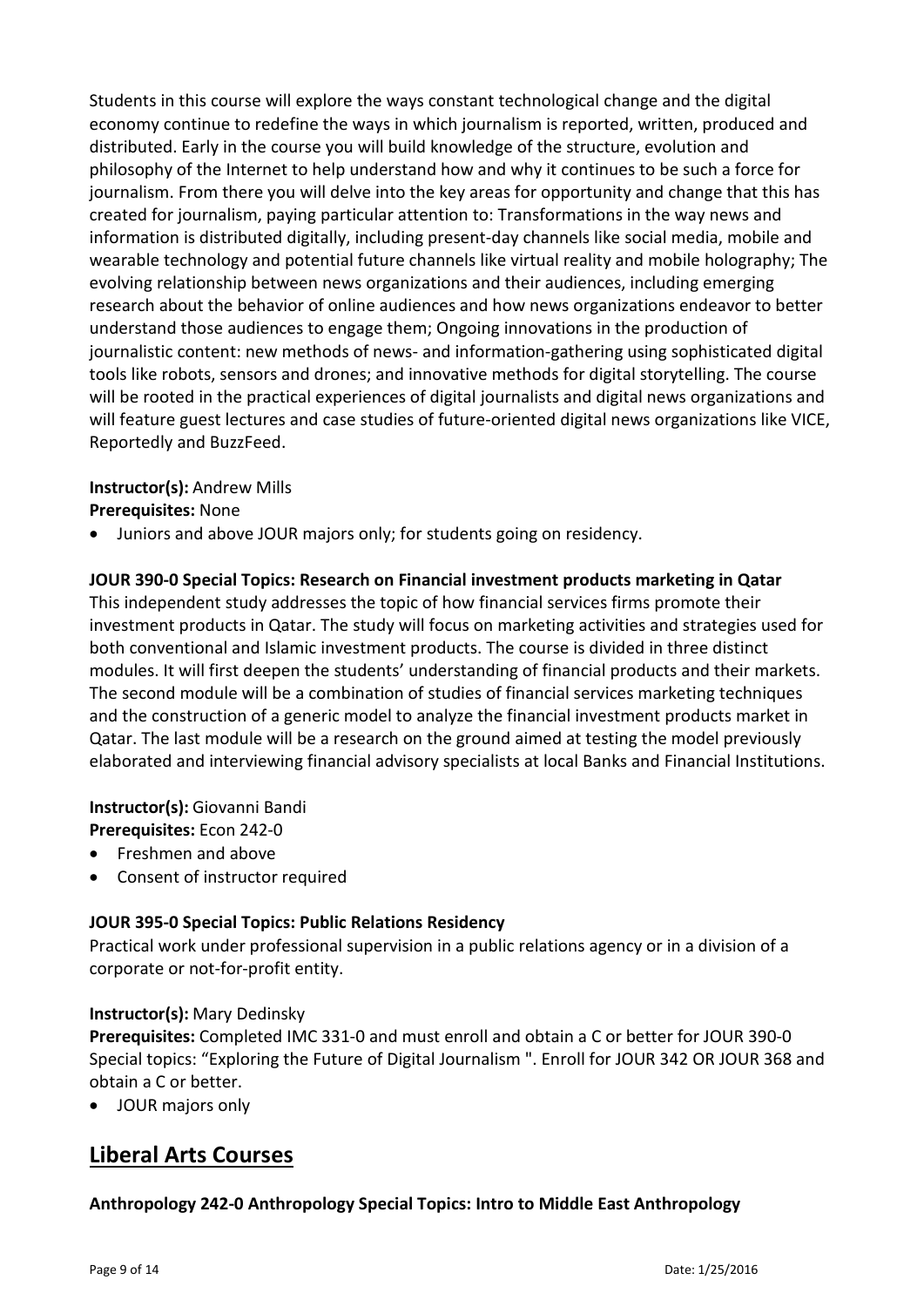Students in this course will explore the ways constant technological change and the digital economy continue to redefine the ways in which journalism is reported, written, produced and distributed. Early in the course you will build knowledge of the structure, evolution and philosophy of the Internet to help understand how and why it continues to be such a force for journalism. From there you will delve into the key areas for opportunity and change that this has created for journalism, paying particular attention to: Transformations in the way news and information is distributed digitally, including present-day channels like social media, mobile and wearable technology and potential future channels like virtual reality and mobile holography; The evolving relationship between news organizations and their audiences, including emerging research about the behavior of online audiences and how news organizations endeavor to better understand those audiences to engage them; Ongoing innovations in the production of journalistic content: new methods of news- and information-gathering using sophisticated digital tools like robots, sensors and drones; and innovative methods for digital storytelling. The course will be rooted in the practical experiences of digital journalists and digital news organizations and will feature guest lectures and case studies of future-oriented digital news organizations like VICE, Reportedly and BuzzFeed.

**Instructor(s):** Andrew Mills
**Prerequisites:** None

- Juniors and above JOUR majors only; for students going on residency.

**JOUR 390-0 Special Topics: Research on Financial investment products marketing in Qatar**
This independent study addresses the topic of how financial services firms promote their investment products in Qatar. The study will focus on marketing activities and strategies used for both conventional and Islamic investment products. The course is divided in three distinct modules. It will first deepen the students' understanding of financial products and their markets. The second module will be a combination of studies of financial services marketing techniques and the construction of a generic model to analyze the financial investment products market in Qatar. The last module will be a research on the ground aimed at testing the model previously elaborated and interviewing financial advisory specialists at local Banks and Financial Institutions.

**Instructor(s):** Giovanni Bandi
**Prerequisites:** Econ 242-0

- Freshmen and above
- Consent of instructor required

**JOUR 395-0 Special Topics: Public Relations Residency**
Practical work under professional supervision in a public relations agency or in a division of a corporate or not-for-profit entity.

**Instructor(s):** Mary Dedinsky
**Prerequisites:** Completed IMC 331-0 and must enroll and obtain a C or better for JOUR 390-0 Special topics: "Exploring the Future of Digital Journalism ". Enroll for JOUR 342 OR JOUR 368 and obtain a C or better.

- JOUR majors only

## Liberal Arts Courses

**Anthropology 242-0 Anthropology Special Topics: Intro to Middle East Anthropology**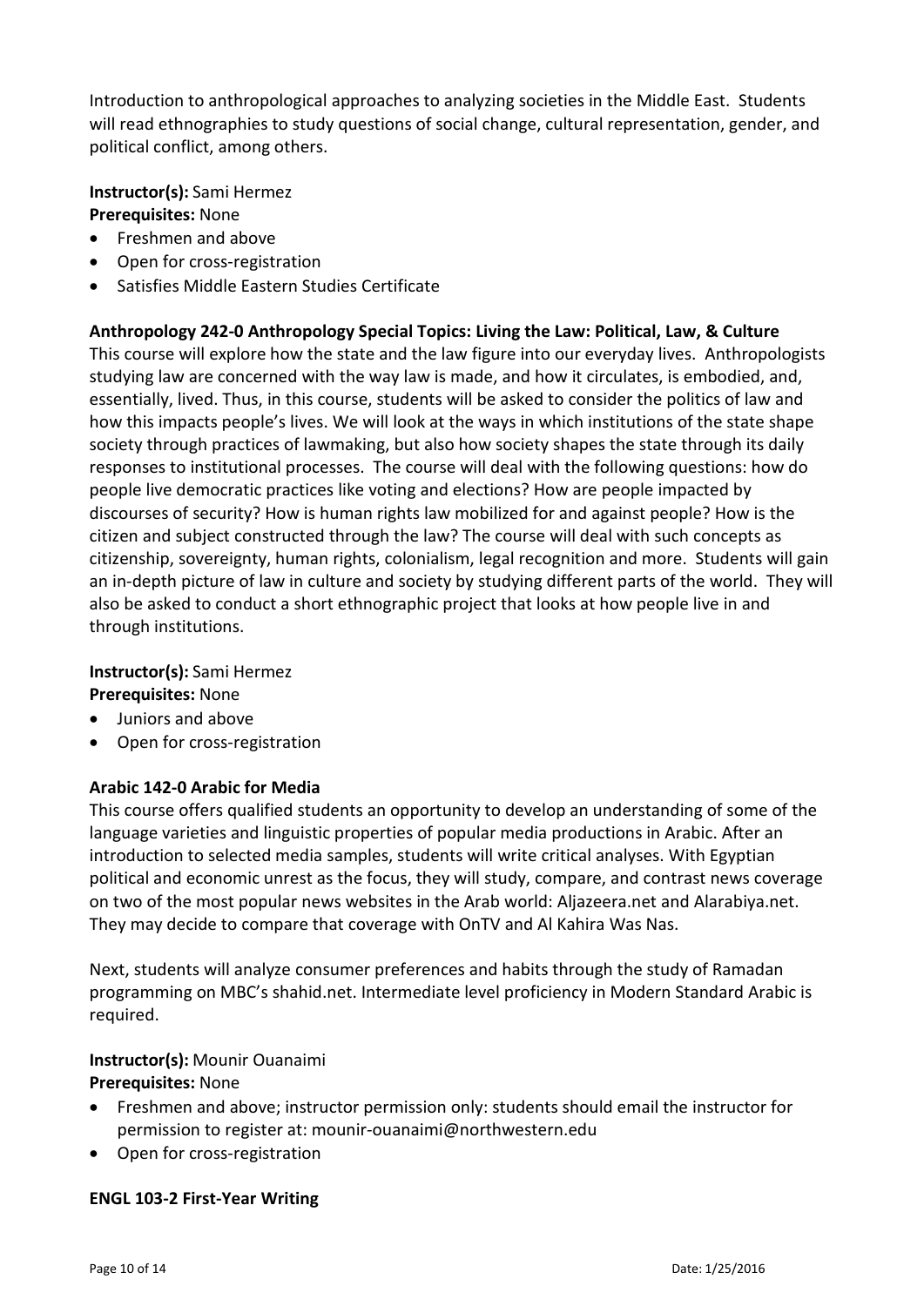Introduction to anthropological approaches to analyzing societies in the Middle East. Students will read ethnographies to study questions of social change, cultural representation, gender, and political conflict, among others.

**Instructor(s):** Sami Hermez
**Prerequisites:** None

- Freshmen and above
- Open for cross-registration
- Satisfies Middle Eastern Studies Certificate

**Anthropology 242-0 Anthropology Special Topics: Living the Law: Political, Law, & Culture**

This course will explore how the state and the law figure into our everyday lives. Anthropologists studying law are concerned with the way law is made, and how it circulates, is embodied, and, essentially, lived. Thus, in this course, students will be asked to consider the politics of law and how this impacts people's lives. We will look at the ways in which institutions of the state shape society through practices of lawmaking, but also how society shapes the state through its daily responses to institutional processes. The course will deal with the following questions: how do people live democratic practices like voting and elections? How are people impacted by discourses of security? How is human rights law mobilized for and against people? How is the citizen and subject constructed through the law? The course will deal with such concepts as citizenship, sovereignty, human rights, colonialism, legal recognition and more. Students will gain an in-depth picture of law in culture and society by studying different parts of the world. They will also be asked to conduct a short ethnographic project that looks at how people live in and through institutions.

**Instructor(s):** Sami Hermez
**Prerequisites:** None

- Juniors and above
- Open for cross-registration

**Arabic 142-0 Arabic for Media**

This course offers qualified students an opportunity to develop an understanding of some of the language varieties and linguistic properties of popular media productions in Arabic. After an introduction to selected media samples, students will write critical analyses. With Egyptian political and economic unrest as the focus, they will study, compare, and contrast news coverage on two of the most popular news websites in the Arab world: Aljazeera.net and Alarabiya.net. They may decide to compare that coverage with OnTV and Al Kahira Was Nas.

Next, students will analyze consumer preferences and habits through the study of Ramadan programming on MBC's shahid.net. Intermediate level proficiency in Modern Standard Arabic is required.

**Instructor(s):** Mounir Ouanaimi
**Prerequisites:** None

- Freshmen and above; instructor permission only: students should email the instructor for permission to register at: mounir-ouanaimi@northwestern.edu
- Open for cross-registration

**ENGL 103-2 First-Year Writing**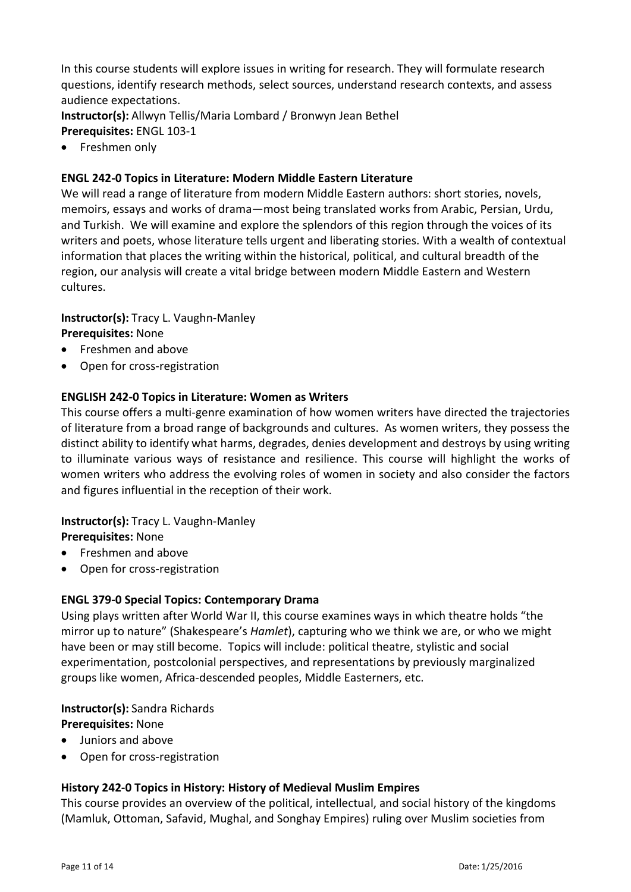In this course students will explore issues in writing for research. They will formulate research questions, identify research methods, select sources, understand research contexts, and assess audience expectations.

**Instructor(s):** Allwyn Tellis/Maria Lombard / Bronwyn Jean Bethel
**Prerequisites:** ENGL 103-1

- Freshmen only

**ENGL 242-0 Topics in Literature: Modern Middle Eastern Literature**

We will read a range of literature from modern Middle Eastern authors: short stories, novels, memoirs, essays and works of drama—most being translated works from Arabic, Persian, Urdu, and Turkish. We will examine and explore the splendors of this region through the voices of its writers and poets, whose literature tells urgent and liberating stories. With a wealth of contextual information that places the writing within the historical, political, and cultural breadth of the region, our analysis will create a vital bridge between modern Middle Eastern and Western cultures.

**Instructor(s):** Tracy L. Vaughn-Manley
**Prerequisites:** None

- Freshmen and above
- Open for cross-registration

**ENGLISH 242-0 Topics in Literature: Women as Writers**

This course offers a multi-genre examination of how women writers have directed the trajectories of literature from a broad range of backgrounds and cultures. As women writers, they possess the distinct ability to identify what harms, degrades, denies development and destroys by using writing to illuminate various ways of resistance and resilience. This course will highlight the works of women writers who address the evolving roles of women in society and also consider the factors and figures influential in the reception of their work.

**Instructor(s):** Tracy L. Vaughn-Manley
**Prerequisites:** None

- Freshmen and above
- Open for cross-registration

**ENGL 379-0 Special Topics: Contemporary Drama**

Using plays written after World War II, this course examines ways in which theatre holds "the mirror up to nature" (Shakespeare's *Hamlet*), capturing who we think we are, or who we might have been or may still become. Topics will include: political theatre, stylistic and social experimentation, postcolonial perspectives, and representations by previously marginalized groups like women, Africa-descended peoples, Middle Easterners, etc.

**Instructor(s):** Sandra Richards
**Prerequisites:** None

- Juniors and above
- Open for cross-registration

**History 242-0 Topics in History: History of Medieval Muslim Empires**

This course provides an overview of the political, intellectual, and social history of the kingdoms (Mamluk, Ottoman, Safavid, Mughal, and Songhay Empires) ruling over Muslim societies from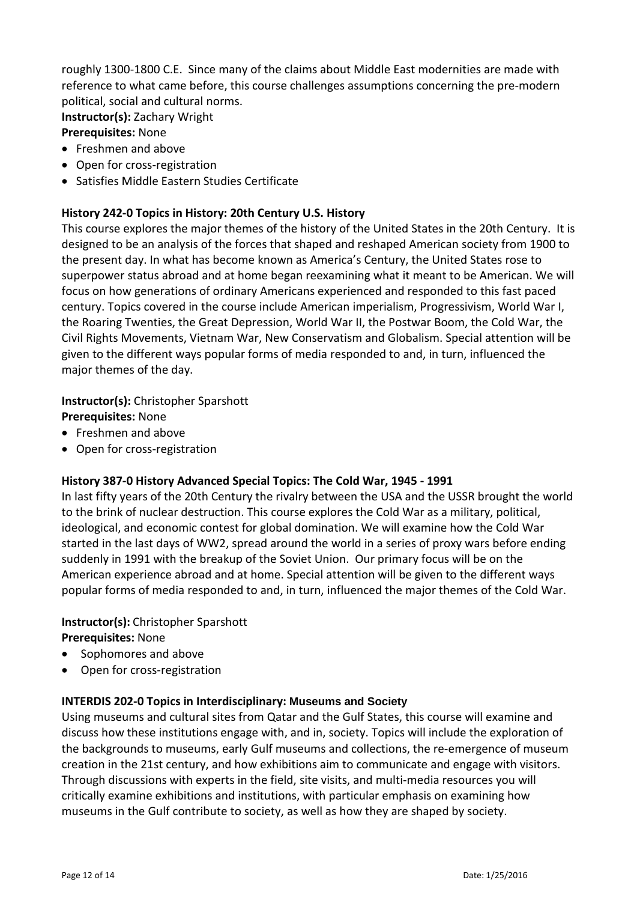roughly 1300-1800 C.E. Since many of the claims about Middle East modernities are made with reference to what came before, this course challenges assumptions concerning the pre-modern political, social and cultural norms.

**Instructor(s):** Zachary Wright
**Prerequisites:** None

- Freshmen and above
- Open for cross-registration
- Satisfies Middle Eastern Studies Certificate

**History 242-0 Topics in History: 20th Century U.S. History**

This course explores the major themes of the history of the United States in the 20th Century. It is designed to be an analysis of the forces that shaped and reshaped American society from 1900 to the present day. In what has become known as America's Century, the United States rose to superpower status abroad and at home began reexamining what it meant to be American. We will focus on how generations of ordinary Americans experienced and responded to this fast paced century. Topics covered in the course include American imperialism, Progressivism, World War I, the Roaring Twenties, the Great Depression, World War II, the Postwar Boom, the Cold War, the Civil Rights Movements, Vietnam War, New Conservatism and Globalism. Special attention will be given to the different ways popular forms of media responded to and, in turn, influenced the major themes of the day.

**Instructor(s):** Christopher Sparshott
**Prerequisites:** None

- Freshmen and above
- Open for cross-registration

**History 387-0 History Advanced Special Topics: The Cold War, 1945 - 1991**

In last fifty years of the 20th Century the rivalry between the USA and the USSR brought the world to the brink of nuclear destruction. This course explores the Cold War as a military, political, ideological, and economic contest for global domination. We will examine how the Cold War started in the last days of WW2, spread around the world in a series of proxy wars before ending suddenly in 1991 with the breakup of the Soviet Union. Our primary focus will be on the American experience abroad and at home. Special attention will be given to the different ways popular forms of media responded to and, in turn, influenced the major themes of the Cold War.

**Instructor(s):** Christopher Sparshott
**Prerequisites:** None

- Sophomores and above
- Open for cross-registration

**INTERDIS 202-0 Topics in Interdisciplinary: Museums and Society**

Using museums and cultural sites from Qatar and the Gulf States, this course will examine and discuss how these institutions engage with, and in, society. Topics will include the exploration of the backgrounds to museums, early Gulf museums and collections, the re-emergence of museum creation in the 21st century, and how exhibitions aim to communicate and engage with visitors. Through discussions with experts in the field, site visits, and multi-media resources you will critically examine exhibitions and institutions, with particular emphasis on examining how museums in the Gulf contribute to society, as well as how they are shaped by society.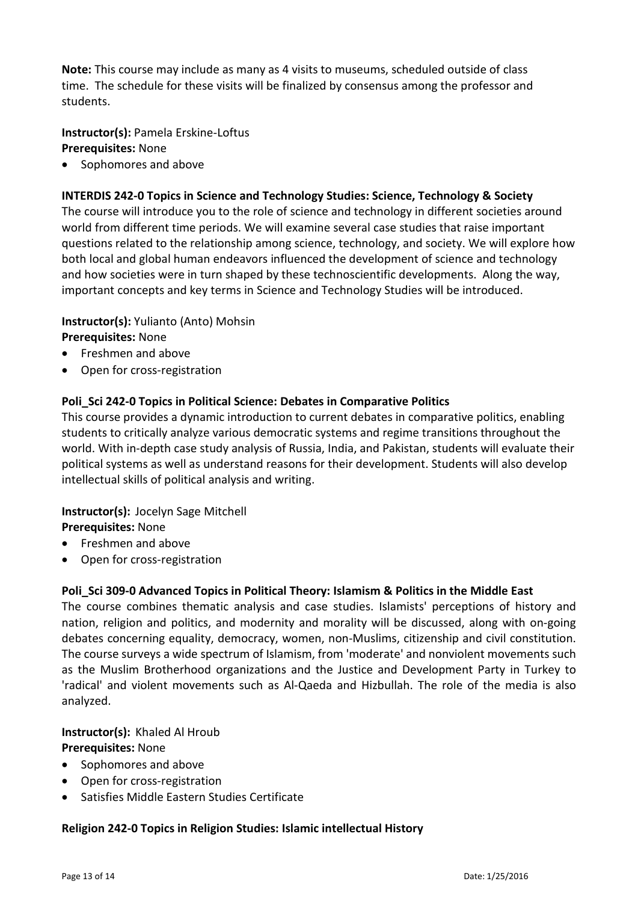**Note:** This course may include as many as 4 visits to museums, scheduled outside of class time. The schedule for these visits will be finalized by consensus among the professor and students.

**Instructor(s):** Pamela Erskine-Loftus
**Prerequisites:** None

- Sophomores and above

**INTERDIS 242-0 Topics in Science and Technology Studies: Science, Technology & Society**

The course will introduce you to the role of science and technology in different societies around world from different time periods. We will examine several case studies that raise important questions related to the relationship among science, technology, and society. We will explore how both local and global human endeavors influenced the development of science and technology and how societies were in turn shaped by these technoscientific developments. Along the way, important concepts and key terms in Science and Technology Studies will be introduced.

**Instructor(s):** Yulianto (Anto) Mohsin
**Prerequisites:** None

- Freshmen and above
- Open for cross-registration

**Poli_Sci 242-0 Topics in Political Science: Debates in Comparative Politics**

This course provides a dynamic introduction to current debates in comparative politics, enabling students to critically analyze various democratic systems and regime transitions throughout the world. With in-depth case study analysis of Russia, India, and Pakistan, students will evaluate their political systems as well as understand reasons for their development. Students will also develop intellectual skills of political analysis and writing.

**Instructor(s):** Jocelyn Sage Mitchell
**Prerequisites:** None

- Freshmen and above
- Open for cross-registration

**Poli_Sci 309-0 Advanced Topics in Political Theory: Islamism & Politics in the Middle East**

The course combines thematic analysis and case studies. Islamists' perceptions of history and nation, religion and politics, and modernity and morality will be discussed, along with on-going debates concerning equality, democracy, women, non-Muslims, citizenship and civil constitution. The course surveys a wide spectrum of Islamism, from 'moderate' and nonviolent movements such as the Muslim Brotherhood organizations and the Justice and Development Party in Turkey to 'radical' and violent movements such as Al-Qaeda and Hizbullah. The role of the media is also analyzed.

**Instructor(s):** Khaled Al Hroub
**Prerequisites:** None

- Sophomores and above
- Open for cross-registration
- Satisfies Middle Eastern Studies Certificate

**Religion 242-0 Topics in Religion Studies: Islamic intellectual History**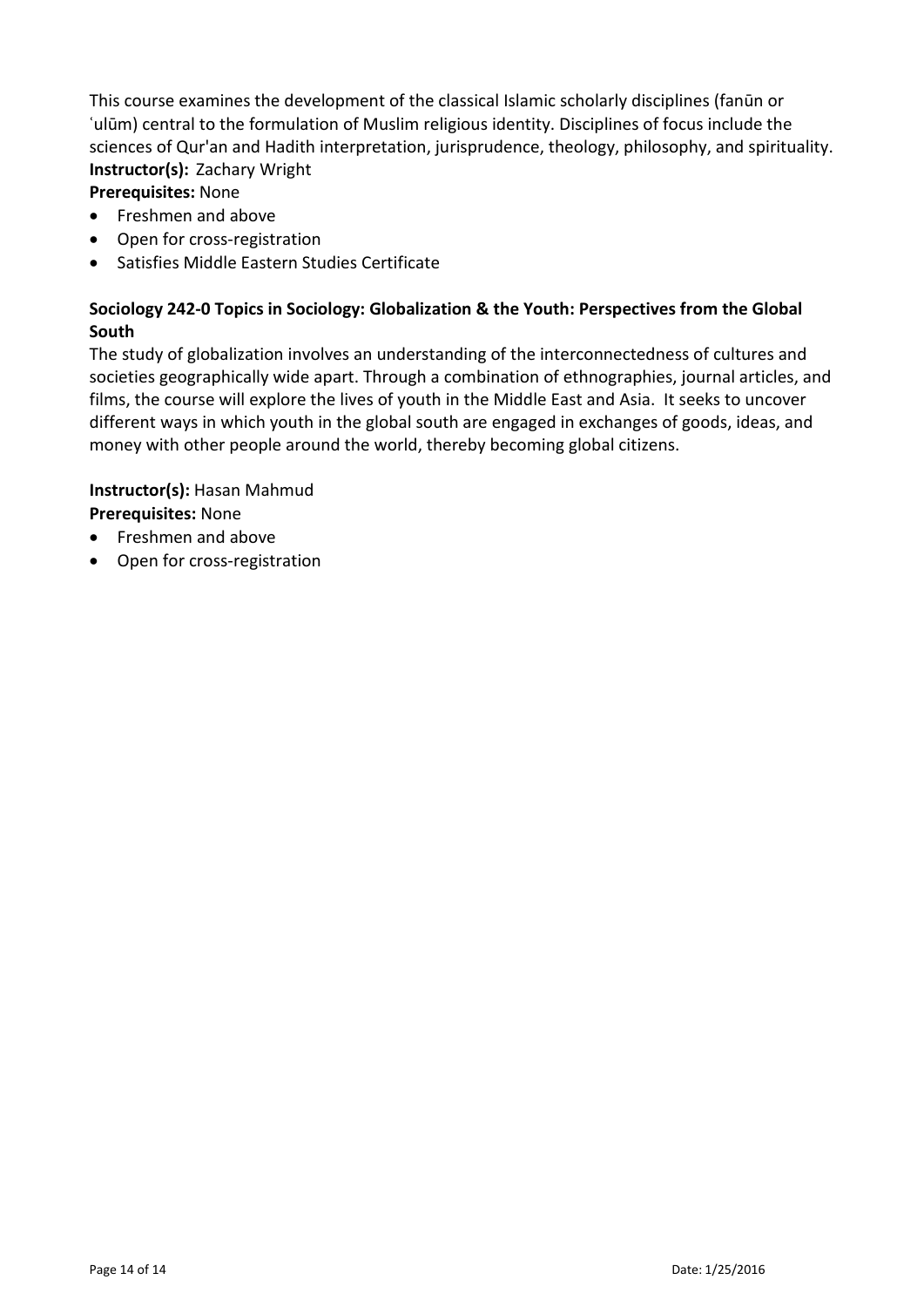This course examines the development of the classical Islamic scholarly disciplines (fanūn or ʿulūm) central to the formulation of Muslim religious identity. Disciplines of focus include the sciences of Qur'an and Hadith interpretation, jurisprudence, theology, philosophy, and spirituality.

**Instructor(s):** Zachary Wright

**Prerequisites:** None

- Freshmen and above
- Open for cross-registration
- Satisfies Middle Eastern Studies Certificate

**Sociology 242-0 Topics in Sociology: Globalization & the Youth: Perspectives from the Global South**

The study of globalization involves an understanding of the interconnectedness of cultures and societies geographically wide apart. Through a combination of ethnographies, journal articles, and films, the course will explore the lives of youth in the Middle East and Asia. It seeks to uncover different ways in which youth in the global south are engaged in exchanges of goods, ideas, and money with other people around the world, thereby becoming global citizens.

**Instructor(s):** Hasan Mahmud

**Prerequisites:** None

- Freshmen and above
- Open for cross-registration